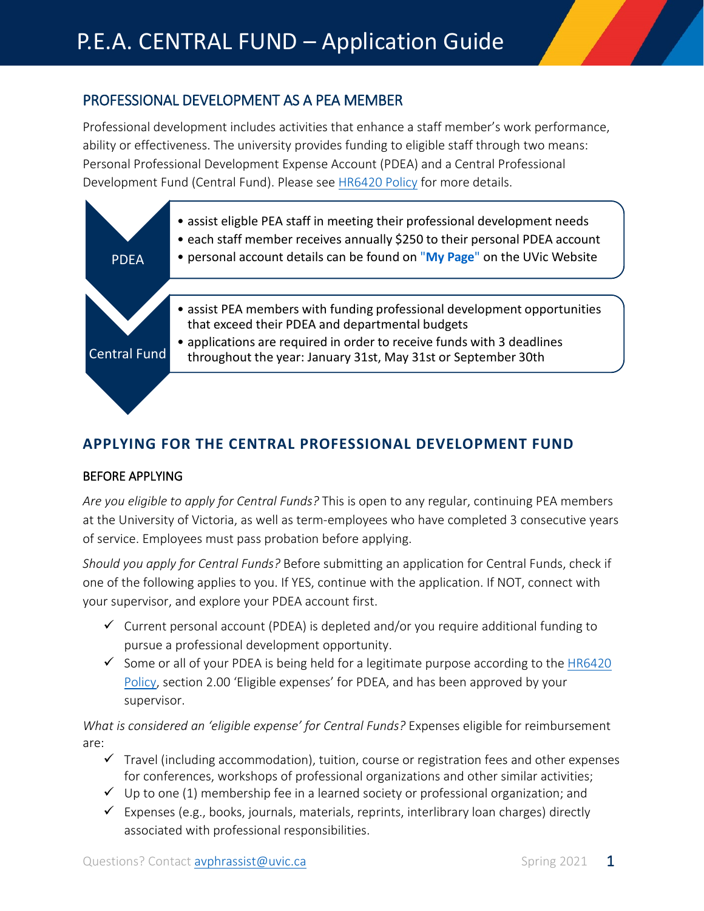# P.E.A. CENTRAL FUND – Application Guide

## PROFESSIONAL DEVELOPMENT AS A PEA MEMBER

Professional development includes activities that enhance a staff member's work performance, ability or effectiveness. The university provides funding to eligible staff through two means: Personal Professional Development Expense Account (PDEA) and a Central Professional Development Fund (Central Fund). Please see HR6420 Policy for more details.

**PDEA**

- assist eligble PEA staff in meeting their professional development needs
- each staff member receives annually $250 to their personal PDEA account
- personal account details can be found on "**My Page**" on the UVic Website

**Central Fund**

- assist PEA members with funding professional development opportunities that exceed their PDEA and departmental budgets
- applications are required in order to receive funds with 3 deadlines throughout the year: January 31st, May 31st or September 30th

## APPLYING FOR THE CENTRAL PROFESSIONAL DEVELOPMENT FUND

### BEFORE APPLYING

*Are you eligible to apply for Central Funds?* This is open to any regular, continuing PEA members at the University of Victoria, as well as term-employees who have completed 3 consecutive years of service. Employees must pass probation before applying.

*Should you apply for Central Funds?* Before submitting an application for Central Funds, check if one of the following applies to you. If YES, continue with the application. If NOT, connect with your supervisor, and explore your PDEA account first.

- ✓ Current personal account (PDEA) is depleted and/or you require additional funding to pursue a professional development opportunity.
- ✓ Some or all of your PDEA is being held for a legitimate purpose according to the HR6420 Policy, section 2.00 'Eligible expenses' for PDEA, and has been approved by your supervisor.

*What is considered an 'eligible expense' for Central Funds?* Expenses eligible for reimbursement are:

- ✓ Travel (including accommodation), tuition, course or registration fees and other expenses for conferences, workshops of professional organizations and other similar activities;
- ✓ Up to one (1) membership fee in a learned society or professional organization; and
- ✓ Expenses (e.g., books, journals, materials, reprints, interlibrary loan charges) directly associated with professional responsibilities.

Questions? Contact avphrassist@uvic.ca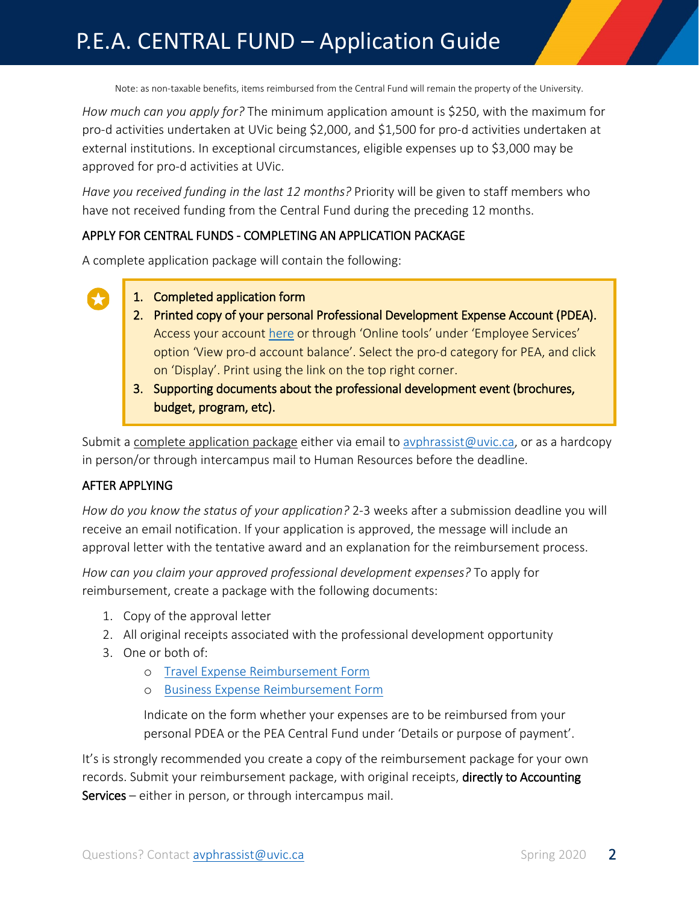Note: as non-taxable benefits, items reimbursed from the Central Fund will remain the property of the University.

*How much can you apply for?* The minimum application amount is $250, with the maximum for pro-d activities undertaken at UVic being $2,000, and $1,500 for pro-d activities undertaken at external institutions. In exceptional circumstances, eligible expenses up to $3,000 may be approved for pro-d activities at UVic.

*Have you received funding in the last 12 months?* Priority will be given to staff members who have not received funding from the Central Fund during the preceding 12 months.

## APPLY FOR CENTRAL FUNDS - COMPLETING AN APPLICATION PACKAGE

A complete application package will contain the following:

1. **Completed application form**
2. **Printed copy of your personal Professional Development Expense Account (PDEA).** Access your account here or through 'Online tools' under 'Employee Services' option 'View pro-d account balance'. Select the pro-d category for PEA, and click on 'Display'. Print using the link on the top right corner.
3. **Supporting documents about the professional development event (brochures, budget, program, etc).**

Submit a complete application package either via email to avphrassist@uvic.ca, or as a hardcopy in person/or through intercampus mail to Human Resources before the deadline.

## AFTER APPLYING

*How do you know the status of your application?* 2-3 weeks after a submission deadline you will receive an email notification. If your application is approved, the message will include an approval letter with the tentative award and an explanation for the reimbursement process.

*How can you claim your approved professional development expenses?* To apply for reimbursement, create a package with the following documents:

1. Copy of the approval letter
2. All original receipts associated with the professional development opportunity
3. One or both of:
   - Travel Expense Reimbursement Form
   - Business Expense Reimbursement Form

   Indicate on the form whether your expenses are to be reimbursed from your personal PDEA or the PEA Central Fund under 'Details or purpose of payment'.

It's is strongly recommended you create a copy of the reimbursement package for your own records. Submit your reimbursement package, with original receipts, **directly to Accounting Services** – either in person, or through intercampus mail.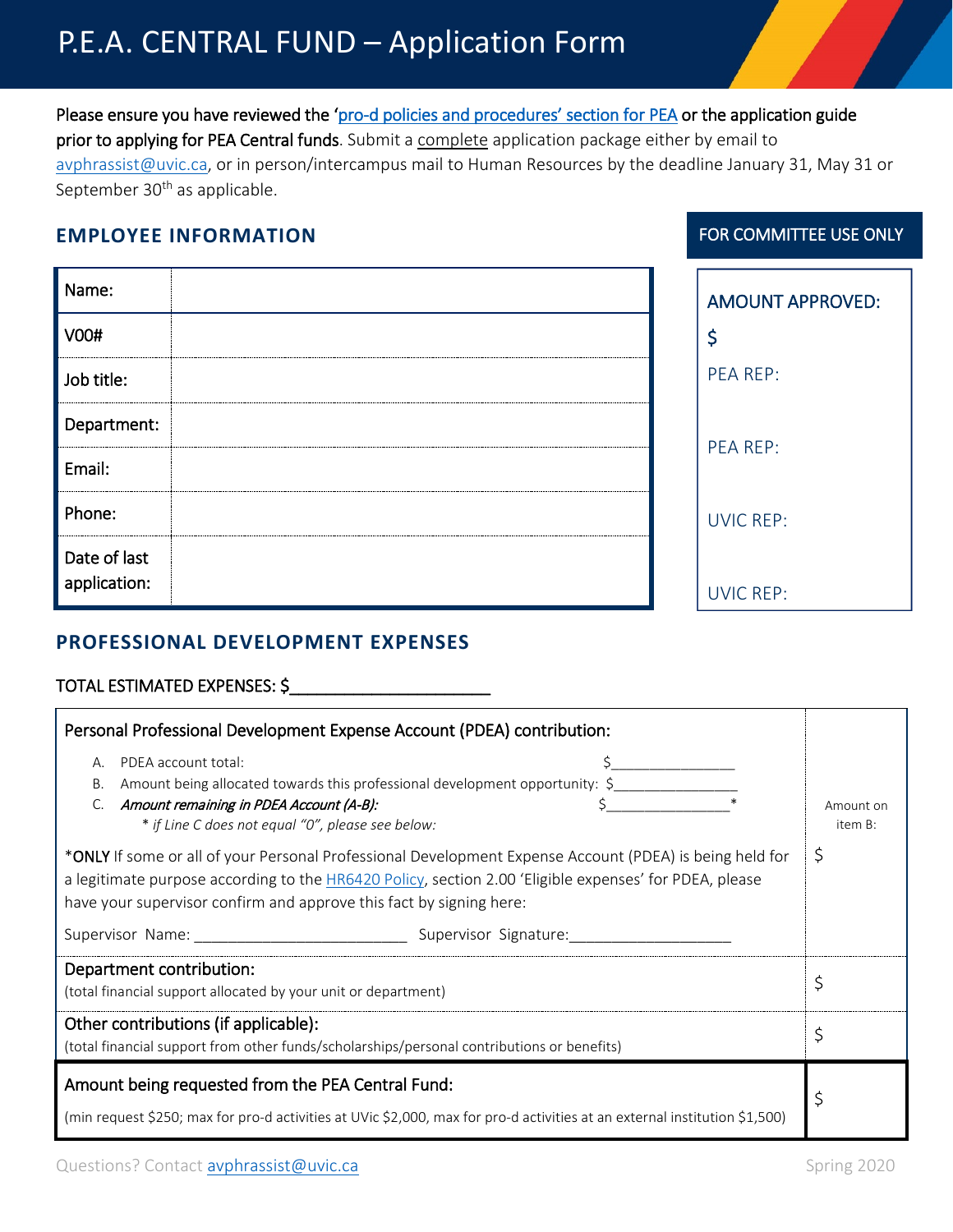# P.E.A. CENTRAL FUND – Application Form

**Please ensure you have reviewed the 'pro-d policies and procedures' section for PEA or the application guide prior to applying for PEA Central funds**. Submit a complete application package either by email to avphrassist@uvic.ca, or in person/intercampus mail to Human Resources by the deadline January 31, May 31 or September 30th as applicable.

## EMPLOYEE INFORMATION

| | |
|---|---|
| Name: | |
| V00# | |
| Job title: | |
| Department: | |
| Email: | |
| Phone: | |
| Date of last application: | |

**FOR COMMITTEE USE ONLY**

AMOUNT APPROVED:

$

PEA REP:

PEA REP:

UVIC REP:

UVIC REP:

## PROFESSIONAL DEVELOPMENT EXPENSES

TOTAL ESTIMATED EXPENSES: $______________________

| | |
|---|---|
| **Personal Professional Development Expense Account (PDEA) contribution:**<br><br>A. PDEA account total: $_______________<br>B. Amount being allocated towards this professional development opportunity: $_______________<br>C. *Amount remaining in PDEA Account (A-B):* $_______________*<br>*\* if Line C does not equal "0", please see below:*<br><br>\*ONLY If some or all of your Personal Professional Development Expense Account (PDEA) is being held for a legitimate purpose according to the HR6420 Policy, section 2.00 'Eligible expenses' for PDEA, please have your supervisor confirm and approve this fact by signing here:<br><br>Supervisor Name: _________________________ Supervisor Signature:___________________ | Amount on item B:<br><br>$ |
| **Department contribution:**<br>(total financial support allocated by your unit or department) | $ |
| **Other contributions (if applicable):**<br>(total financial support from other funds/scholarships/personal contributions or benefits) | $ |
| **Amount being requested from the PEA Central Fund:**<br>(min request $250; max for pro-d activities at UVic $2,000, max for pro-d activities at an external institution $1,500) | $ |

Questions? Contact avphrassist@uvic.ca

Spring 2020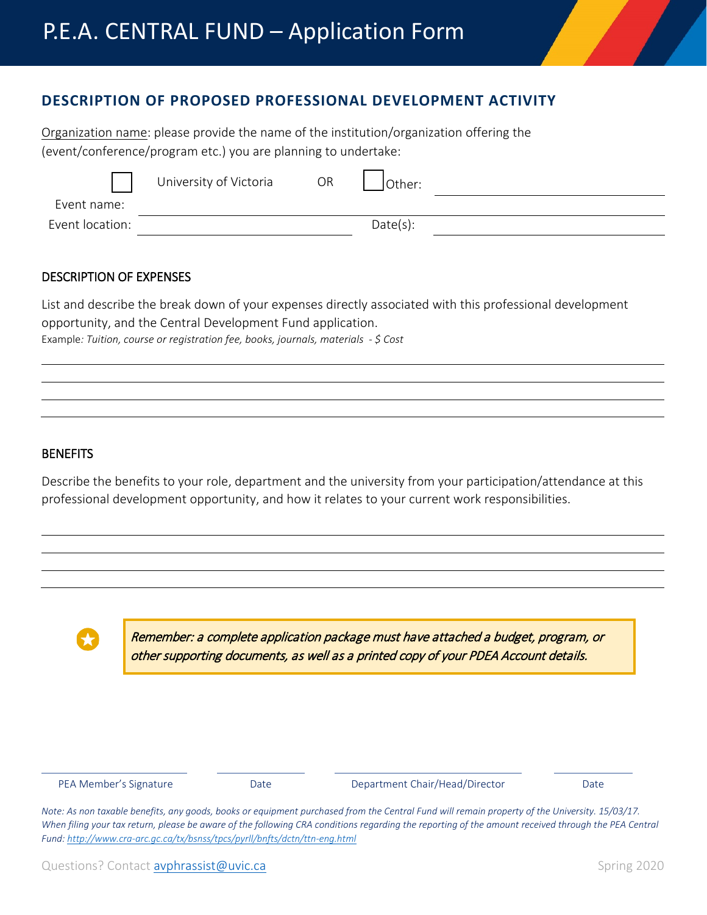# P.E.A. CENTRAL FUND – Application Form

## DESCRIPTION OF PROPOSED PROFESSIONAL DEVELOPMENT ACTIVITY

Organization name: please provide the name of the institution/organization offering the (event/conference/program etc.) you are planning to undertake:

☐ University of Victoria OR ☐ Other: ____________________

Event name: ____________________

Event location: ____________________ Date(s): ____________________

### DESCRIPTION OF EXPENSES

List and describe the break down of your expenses directly associated with this professional development opportunity, and the Central Development Fund application.

Example*: Tuition, course or registration fee, books, journals, materials - $ Cost*

____________________

____________________

____________________

____________________

### BENEFITS

Describe the benefits to your role, department and the university from your participation/attendance at this professional development opportunity, and how it relates to your current work responsibilities.

____________________

____________________

____________________

____________________

> *Remember: a complete application package must have attached a budget, program, or other supporting documents, as well as a printed copy of your PDEA Account details.*

| | | | |
|---|---|---|---|
| PEA Member's Signature | Date | Department Chair/Head/Director | Date |

*Note: As non taxable benefits, any goods, books or equipment purchased from the Central Fund will remain property of the University. 15/03/17. When filing your tax return, please be aware of the following CRA conditions regarding the reporting of the amount received through the PEA Central Fund: http://www.cra-arc.gc.ca/tx/bsnss/tpcs/pyrll/bnfts/dctn/ttn-eng.html*

Questions? Contact avphrassist@uvic.ca

Spring 2020